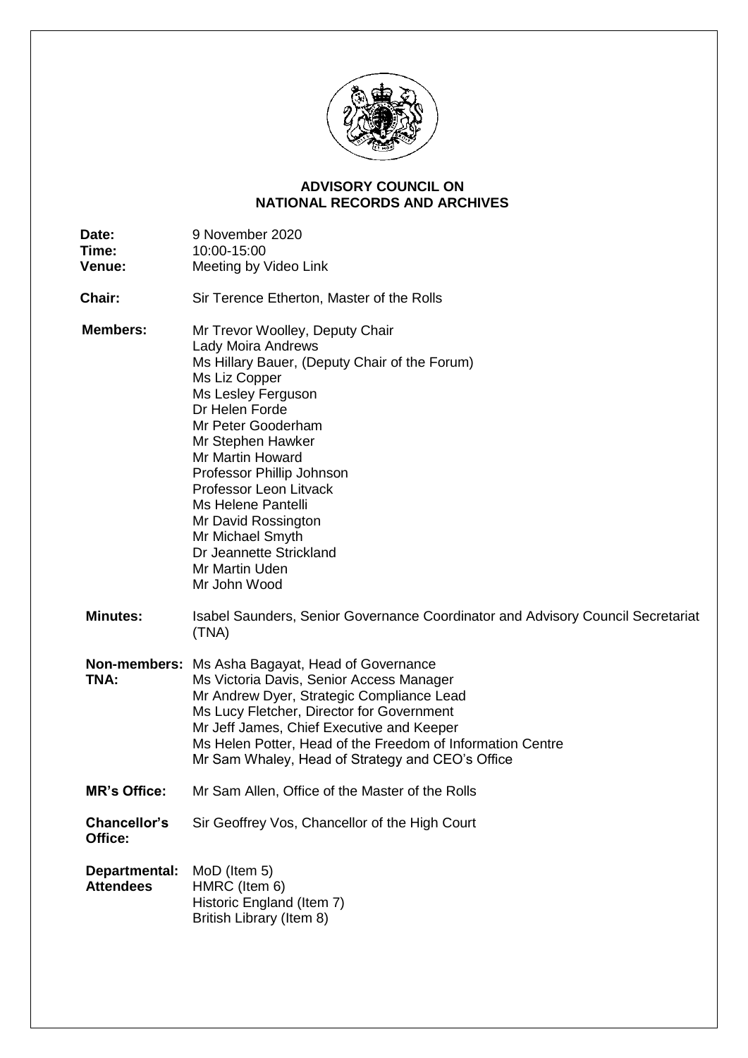# ADVISORY COUNCIL ON NATIONAL RECORDS AND ARCHIVES

**Date:** 9 November 2020
**Time:** 10:00-15:00
**Venue:** Meeting by Video Link

**Chair:** Sir Terence Etherton, Master of the Rolls

**Members:**
Mr Trevor Woolley, Deputy Chair
Lady Moira Andrews
Ms Hillary Bauer, (Deputy Chair of the Forum)
Ms Liz Copper
Ms Lesley Ferguson
Dr Helen Forde
Mr Peter Gooderham
Mr Stephen Hawker
Mr Martin Howard
Professor Phillip Johnson
Professor Leon Litvack
Ms Helene Pantelli
Mr David Rossington
Mr Michael Smyth
Dr Jeannette Strickland
Mr Martin Uden
Mr John Wood

**Minutes:** Isabel Saunders, Senior Governance Coordinator and Advisory Council Secretariat (TNA)

**Non-members: TNA:**
Ms Asha Bagayat, Head of Governance
Ms Victoria Davis, Senior Access Manager
Mr Andrew Dyer, Strategic Compliance Lead
Ms Lucy Fletcher, Director for Government
Mr Jeff James, Chief Executive and Keeper
Ms Helen Potter, Head of the Freedom of Information Centre
Mr Sam Whaley, Head of Strategy and CEO's Office

**MR's Office:** Mr Sam Allen, Office of the Master of the Rolls

**Chancellor's Office:** Sir Geoffrey Vos, Chancellor of the High Court

**Departmental: Attendees**
MoD (Item 5)
HMRC (Item 6)
Historic England (Item 7)
British Library (Item 8)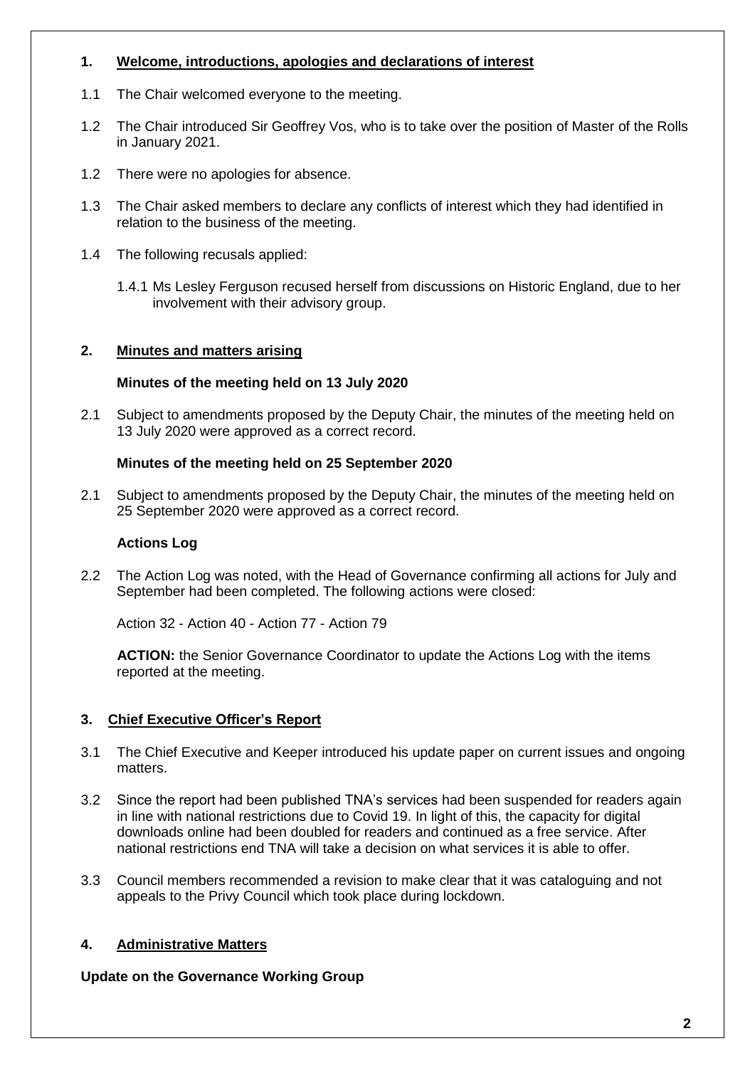## 1. Welcome, introductions, apologies and declarations of interest

1.1 The Chair welcomed everyone to the meeting.

1.2 The Chair introduced Sir Geoffrey Vos, who is to take over the position of Master of the Rolls in January 2021.

1.2 There were no apologies for absence.

1.3 The Chair asked members to declare any conflicts of interest which they had identified in relation to the business of the meeting.

1.4 The following recusals applied:

1.4.1 Ms Lesley Ferguson recused herself from discussions on Historic England, due to her involvement with their advisory group.

## 2. Minutes and matters arising

**Minutes of the meeting held on 13 July 2020**

2.1 Subject to amendments proposed by the Deputy Chair, the minutes of the meeting held on 13 July 2020 were approved as a correct record.

**Minutes of the meeting held on 25 September 2020**

2.1 Subject to amendments proposed by the Deputy Chair, the minutes of the meeting held on 25 September 2020 were approved as a correct record.

**Actions Log**

2.2 The Action Log was noted, with the Head of Governance confirming all actions for July and September had been completed. The following actions were closed:

Action 32 - Action 40 - Action 77 - Action 79

**ACTION:** the Senior Governance Coordinator to update the Actions Log with the items reported at the meeting.

## 3. Chief Executive Officer's Report

3.1 The Chief Executive and Keeper introduced his update paper on current issues and ongoing matters.

3.2 Since the report had been published TNA's services had been suspended for readers again in line with national restrictions due to Covid 19. In light of this, the capacity for digital downloads online had been doubled for readers and continued as a free service. After national restrictions end TNA will take a decision on what services it is able to offer.

3.3 Council members recommended a revision to make clear that it was cataloguing and not appeals to the Privy Council which took place during lockdown.

## 4. Administrative Matters

**Update on the Governance Working Group**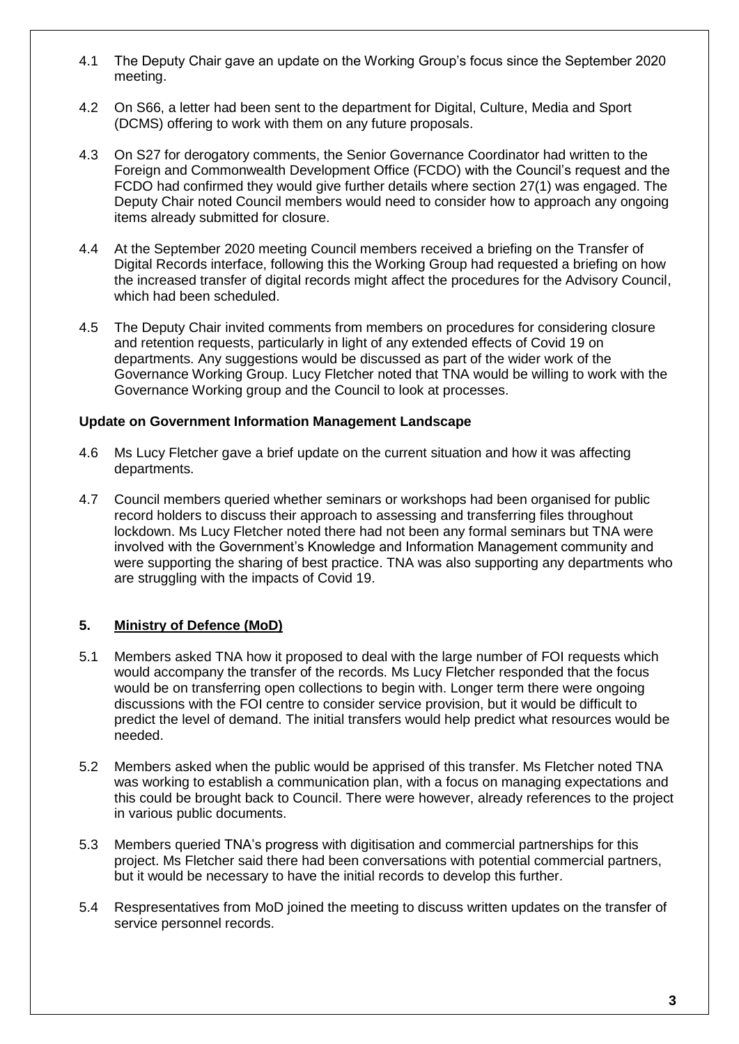4.1 The Deputy Chair gave an update on the Working Group's focus since the September 2020 meeting.

4.2 On S66, a letter had been sent to the department for Digital, Culture, Media and Sport (DCMS) offering to work with them on any future proposals.

4.3 On S27 for derogatory comments, the Senior Governance Coordinator had written to the Foreign and Commonwealth Development Office (FCDO) with the Council's request and the FCDO had confirmed they would give further details where section 27(1) was engaged. The Deputy Chair noted Council members would need to consider how to approach any ongoing items already submitted for closure.

4.4 At the September 2020 meeting Council members received a briefing on the Transfer of Digital Records interface, following this the Working Group had requested a briefing on how the increased transfer of digital records might affect the procedures for the Advisory Council, which had been scheduled.

4.5 The Deputy Chair invited comments from members on procedures for considering closure and retention requests, particularly in light of any extended effects of Covid 19 on departments. Any suggestions would be discussed as part of the wider work of the Governance Working Group. Lucy Fletcher noted that TNA would be willing to work with the Governance Working group and the Council to look at processes.

**Update on Government Information Management Landscape**

4.6 Ms Lucy Fletcher gave a brief update on the current situation and how it was affecting departments.

4.7 Council members queried whether seminars or workshops had been organised for public record holders to discuss their approach to assessing and transferring files throughout lockdown. Ms Lucy Fletcher noted there had not been any formal seminars but TNA were involved with the Government's Knowledge and Information Management community and were supporting the sharing of best practice. TNA was also supporting any departments who are struggling with the impacts of Covid 19.

## 5. Ministry of Defence (MoD)

5.1 Members asked TNA how it proposed to deal with the large number of FOI requests which would accompany the transfer of the records. Ms Lucy Fletcher responded that the focus would be on transferring open collections to begin with. Longer term there were ongoing discussions with the FOI centre to consider service provision, but it would be difficult to predict the level of demand. The initial transfers would help predict what resources would be needed.

5.2 Members asked when the public would be apprised of this transfer. Ms Fletcher noted TNA was working to establish a communication plan, with a focus on managing expectations and this could be brought back to Council. There were however, already references to the project in various public documents.

5.3 Members queried TNA's progress with digitisation and commercial partnerships for this project. Ms Fletcher said there had been conversations with potential commercial partners, but it would be necessary to have the initial records to develop this further.

5.4 Respresentatives from MoD joined the meeting to discuss written updates on the transfer of service personnel records.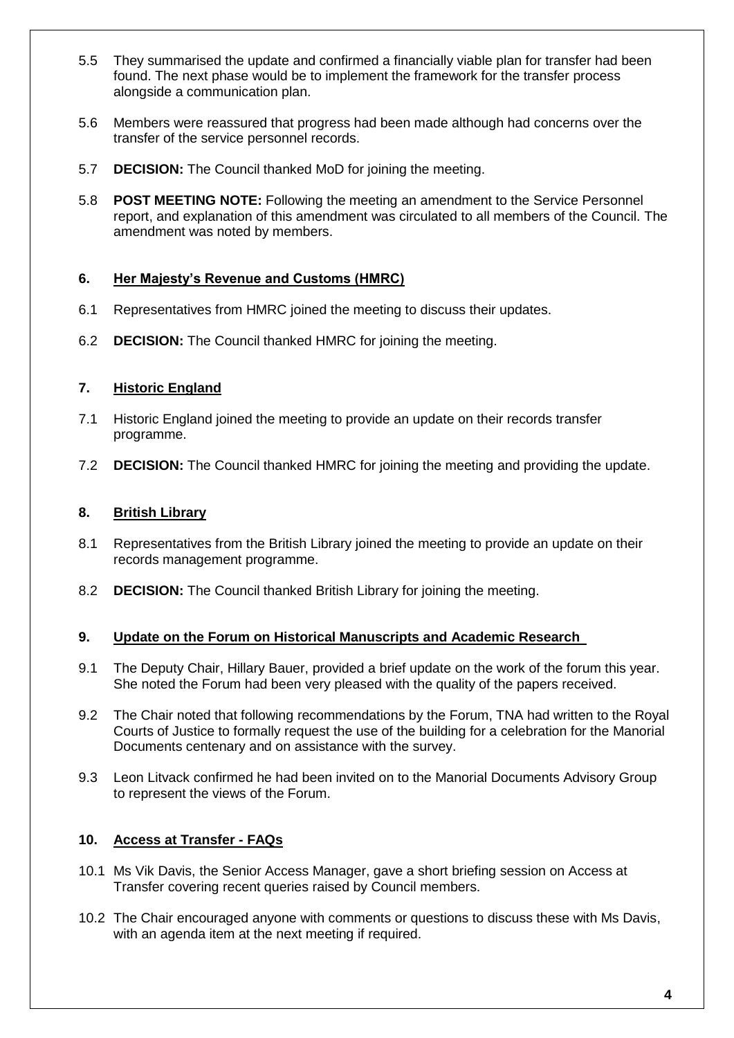5.5 They summarised the update and confirmed a financially viable plan for transfer had been found. The next phase would be to implement the framework for the transfer process alongside a communication plan.

5.6 Members were reassured that progress had been made although had concerns over the transfer of the service personnel records.

5.7 **DECISION:** The Council thanked MoD for joining the meeting.

5.8 **POST MEETING NOTE:** Following the meeting an amendment to the Service Personnel report, and explanation of this amendment was circulated to all members of the Council. The amendment was noted by members.

## 6. Her Majesty's Revenue and Customs (HMRC)

6.1 Representatives from HMRC joined the meeting to discuss their updates.

6.2 **DECISION:** The Council thanked HMRC for joining the meeting.

## 7. Historic England

7.1 Historic England joined the meeting to provide an update on their records transfer programme.

7.2 **DECISION:** The Council thanked HMRC for joining the meeting and providing the update.

## 8. British Library

8.1 Representatives from the British Library joined the meeting to provide an update on their records management programme.

8.2 **DECISION:** The Council thanked British Library for joining the meeting.

## 9. Update on the Forum on Historical Manuscripts and Academic Research

9.1 The Deputy Chair, Hillary Bauer, provided a brief update on the work of the forum this year. She noted the Forum had been very pleased with the quality of the papers received.

9.2 The Chair noted that following recommendations by the Forum, TNA had written to the Royal Courts of Justice to formally request the use of the building for a celebration for the Manorial Documents centenary and on assistance with the survey.

9.3 Leon Litvack confirmed he had been invited on to the Manorial Documents Advisory Group to represent the views of the Forum.

## 10. Access at Transfer - FAQs

10.1 Ms Vik Davis, the Senior Access Manager, gave a short briefing session on Access at Transfer covering recent queries raised by Council members.

10.2 The Chair encouraged anyone with comments or questions to discuss these with Ms Davis, with an agenda item at the next meeting if required.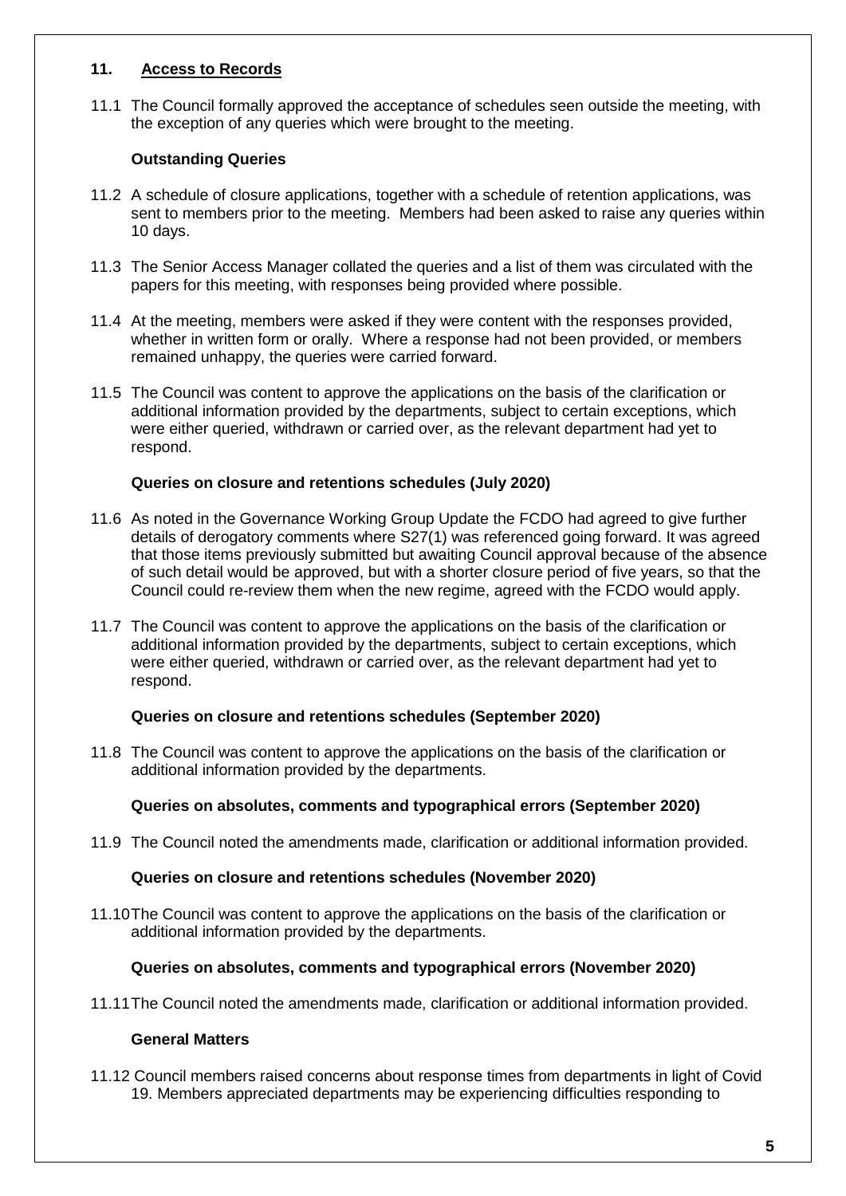## 11. Access to Records

11.1 The Council formally approved the acceptance of schedules seen outside the meeting, with the exception of any queries which were brought to the meeting.

### Outstanding Queries

11.2 A schedule of closure applications, together with a schedule of retention applications, was sent to members prior to the meeting. Members had been asked to raise any queries within 10 days.

11.3 The Senior Access Manager collated the queries and a list of them was circulated with the papers for this meeting, with responses being provided where possible.

11.4 At the meeting, members were asked if they were content with the responses provided, whether in written form or orally. Where a response had not been provided, or members remained unhappy, the queries were carried forward.

11.5 The Council was content to approve the applications on the basis of the clarification or additional information provided by the departments, subject to certain exceptions, which were either queried, withdrawn or carried over, as the relevant department had yet to respond.

### Queries on closure and retentions schedules (July 2020)

11.6 As noted in the Governance Working Group Update the FCDO had agreed to give further details of derogatory comments where S27(1) was referenced going forward. It was agreed that those items previously submitted but awaiting Council approval because of the absence of such detail would be approved, but with a shorter closure period of five years, so that the Council could re-review them when the new regime, agreed with the FCDO would apply.

11.7 The Council was content to approve the applications on the basis of the clarification or additional information provided by the departments, subject to certain exceptions, which were either queried, withdrawn or carried over, as the relevant department had yet to respond.

### Queries on closure and retentions schedules (September 2020)

11.8 The Council was content to approve the applications on the basis of the clarification or additional information provided by the departments.

### Queries on absolutes, comments and typographical errors (September 2020)

11.9 The Council noted the amendments made, clarification or additional information provided.

### Queries on closure and retentions schedules (November 2020)

11.10 The Council was content to approve the applications on the basis of the clarification or additional information provided by the departments.

### Queries on absolutes, comments and typographical errors (November 2020)

11.11 The Council noted the amendments made, clarification or additional information provided.

### General Matters

11.12 Council members raised concerns about response times from departments in light of Covid 19. Members appreciated departments may be experiencing difficulties responding to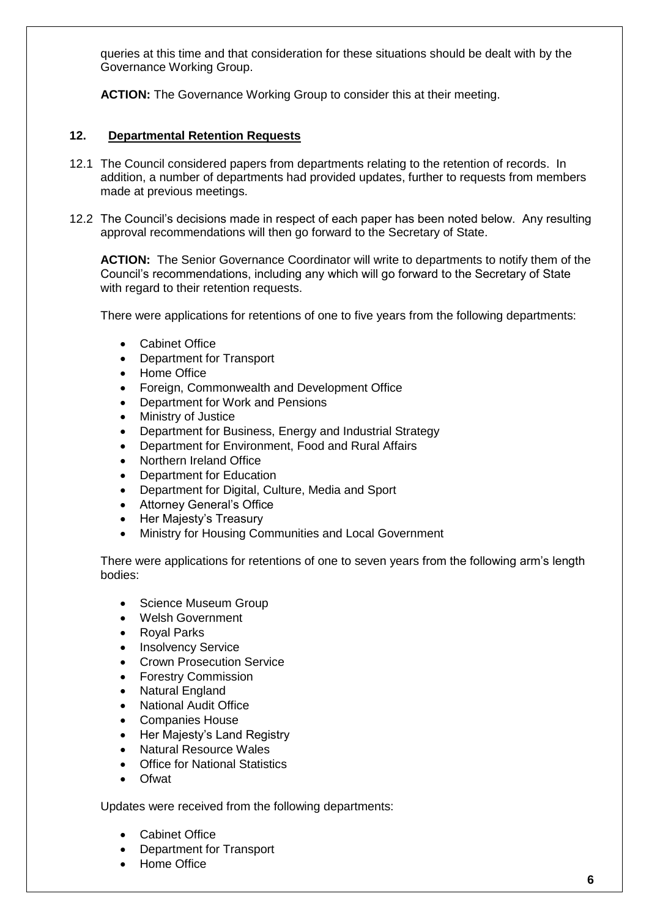queries at this time and that consideration for these situations should be dealt with by the Governance Working Group.

**ACTION:** The Governance Working Group to consider this at their meeting.

## 12. Departmental Retention Requests

12.1 The Council considered papers from departments relating to the retention of records. In addition, a number of departments had provided updates, further to requests from members made at previous meetings.

12.2 The Council's decisions made in respect of each paper has been noted below. Any resulting approval recommendations will then go forward to the Secretary of State.

**ACTION:** The Senior Governance Coordinator will write to departments to notify them of the Council's recommendations, including any which will go forward to the Secretary of State with regard to their retention requests.

There were applications for retentions of one to five years from the following departments:

- Cabinet Office
- Department for Transport
- Home Office
- Foreign, Commonwealth and Development Office
- Department for Work and Pensions
- Ministry of Justice
- Department for Business, Energy and Industrial Strategy
- Department for Environment, Food and Rural Affairs
- Northern Ireland Office
- Department for Education
- Department for Digital, Culture, Media and Sport
- Attorney General's Office
- Her Majesty's Treasury
- Ministry for Housing Communities and Local Government

There were applications for retentions of one to seven years from the following arm's length bodies:

- Science Museum Group
- Welsh Government
- Royal Parks
- Insolvency Service
- Crown Prosecution Service
- Forestry Commission
- Natural England
- National Audit Office
- Companies House
- Her Majesty's Land Registry
- Natural Resource Wales
- Office for National Statistics
- Ofwat

Updates were received from the following departments:

- Cabinet Office
- Department for Transport
- Home Office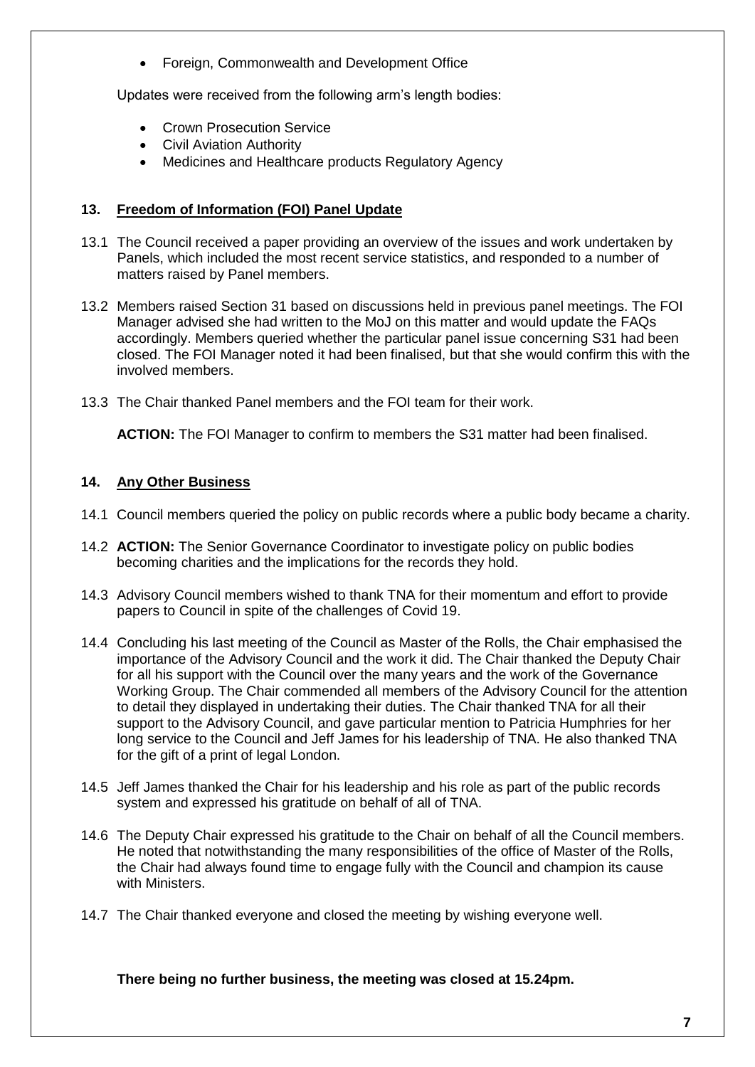- Foreign, Commonwealth and Development Office

Updates were received from the following arm's length bodies:

- Crown Prosecution Service
- Civil Aviation Authority
- Medicines and Healthcare products Regulatory Agency

## 13. Freedom of Information (FOI) Panel Update

13.1 The Council received a paper providing an overview of the issues and work undertaken by Panels, which included the most recent service statistics, and responded to a number of matters raised by Panel members.

13.2 Members raised Section 31 based on discussions held in previous panel meetings. The FOI Manager advised she had written to the MoJ on this matter and would update the FAQs accordingly. Members queried whether the particular panel issue concerning S31 had been closed. The FOI Manager noted it had been finalised, but that she would confirm this with the involved members.

13.3 The Chair thanked Panel members and the FOI team for their work.

**ACTION:** The FOI Manager to confirm to members the S31 matter had been finalised.

## 14. Any Other Business

14.1 Council members queried the policy on public records where a public body became a charity.

14.2 **ACTION:** The Senior Governance Coordinator to investigate policy on public bodies becoming charities and the implications for the records they hold.

14.3 Advisory Council members wished to thank TNA for their momentum and effort to provide papers to Council in spite of the challenges of Covid 19.

14.4 Concluding his last meeting of the Council as Master of the Rolls, the Chair emphasised the importance of the Advisory Council and the work it did. The Chair thanked the Deputy Chair for all his support with the Council over the many years and the work of the Governance Working Group. The Chair commended all members of the Advisory Council for the attention to detail they displayed in undertaking their duties. The Chair thanked TNA for all their support to the Advisory Council, and gave particular mention to Patricia Humphries for her long service to the Council and Jeff James for his leadership of TNA. He also thanked TNA for the gift of a print of legal London.

14.5 Jeff James thanked the Chair for his leadership and his role as part of the public records system and expressed his gratitude on behalf of all of TNA.

14.6 The Deputy Chair expressed his gratitude to the Chair on behalf of all the Council members. He noted that notwithstanding the many responsibilities of the office of Master of the Rolls, the Chair had always found time to engage fully with the Council and champion its cause with Ministers.

14.7 The Chair thanked everyone and closed the meeting by wishing everyone well.

**There being no further business, the meeting was closed at 15.24pm.**